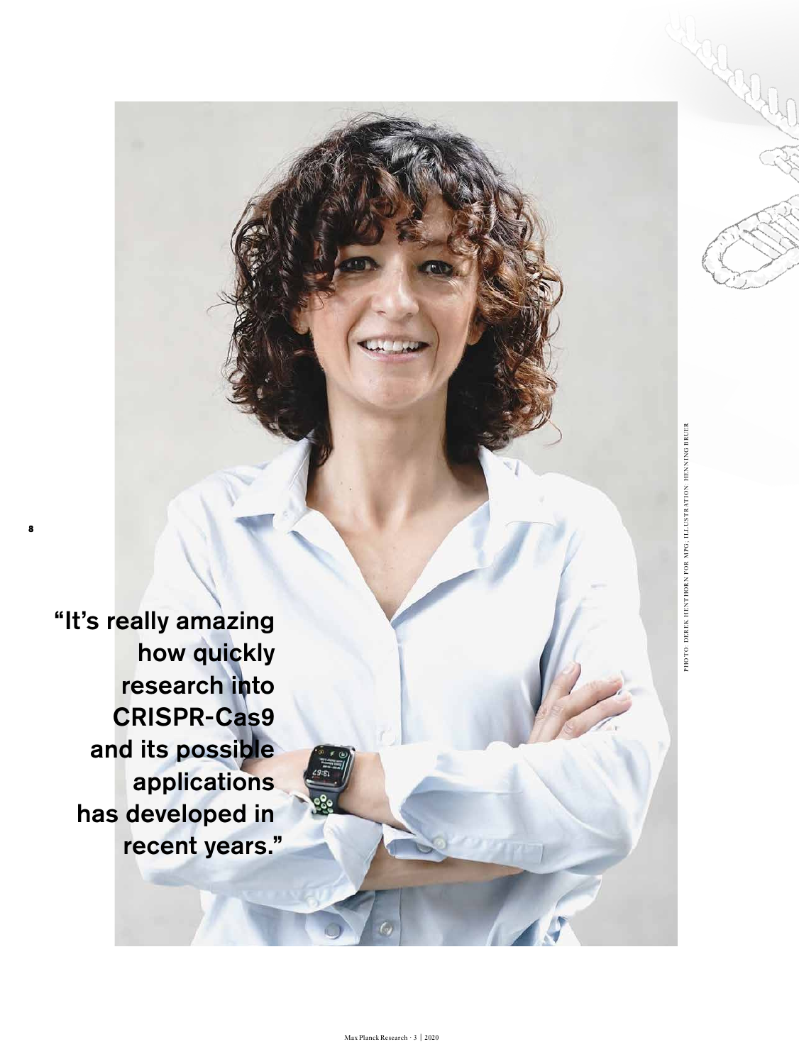**"It's really amazing how quickly research into CRISPR-Cas9 and its possible applications has developed in recent years."**

PHOTO: DEREK HENTHORN FOR MPG; ILLUSTRATION: HENNING BRUER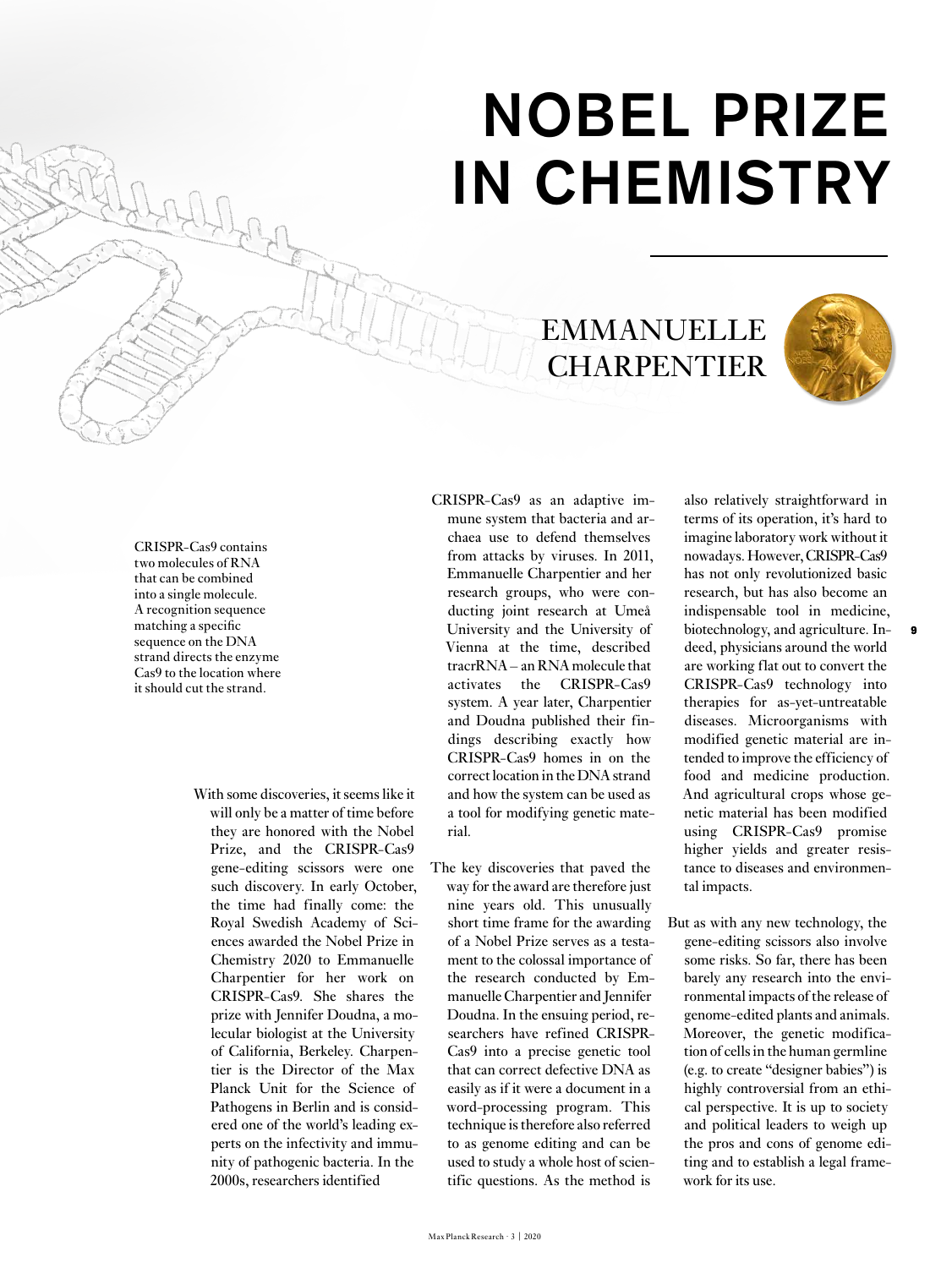# NOBEL PRIZE IN CHEMISTRY

## EMMANUELLE CHARPENTIER

CRISPR-Cas9 contains two molecules of RNA that can be combined into a single molecule. A recognition sequence matching a specific sequence on the DNA strand directs the enzyme Cas9 to the location where it should cut the strand.

With some discoveries, it seems like it will only be a matter of time before they are honored with the Nobel Prize, and the CRISPR-Cas9 gene-editing scissors were one such discovery. In early October, the time had finally come: the Royal Swedish Academy of Sciences awarded the Nobel Prize in Chemistry 2020 to Emmanuelle Charpentier for her work on CRISPR-Cas9. She shares the prize with Jennifer Doudna, a molecular biologist at the University of California, Berkeley. Charpentier is the Director of the Max Planck Unit for the Science of Pathogens in Berlin and is considered one of the world's leading experts on the infectivity and immunity of pathogenic bacteria. In the 2000s, researchers identified CRISPR-Cas9 as an adaptive immune system that bacteria and archaea use to defend themselves from attacks by viruses. In 2011, Emmanuelle Charpentier and her research groups, who were conducting joint research at Umeå University and the University of Vienna at the time, described tracrRNA – an RNA molecule that activates the CRISPR-Cas9 system. A year later, Charpentier and Doudna published their findings describing exactly how CRISPR-Cas9 homes in on the correct location in the DNA strand and how the system can be used as a tool for modifying genetic material.

The key discoveries that paved the way for the award are therefore just nine years old. This unusually short time frame for the awarding of a Nobel Prize serves as a testament to the colossal importance of the research conducted by Emmanuelle Charpentier and Jennifer Doudna. In the ensuing period, researchers have refined CRISPR-Cas9 into a precise genetic tool that can correct defective DNA as easily as if it were a document in a word-processing program. This technique is therefore also referred to as genome editing and can be used to study a whole host of scientific questions. As the method is also relatively straightforward in terms of its operation, it's hard to imagine laboratory work without it nowadays. However, CRISPR-Cas9 has not only revolutionized basic research, but has also become an indispensable tool in medicine, biotechnology, and agriculture. Indeed, physicians around the world are working flat out to convert the CRISPR-Cas9 technology into therapies for as-yet-untreatable diseases. Microorganisms with modified genetic material are intended to improve the efficiency of food and medicine production. And agricultural crops whose genetic material has been modified using CRISPR-Cas9 promise higher yields and greater resistance to diseases and environmental impacts.

But as with any new technology, the gene-editing scissors also involve some risks. So far, there has been barely any research into the environmental impacts of the release of genome-edited plants and animals. Moreover, the genetic modification of cells in the human germline (e.g. to create "designer babies") is highly controversial from an ethical perspective. It is up to society and political leaders to weigh up the pros and cons of genome editing and to establish a legal framework for its use.